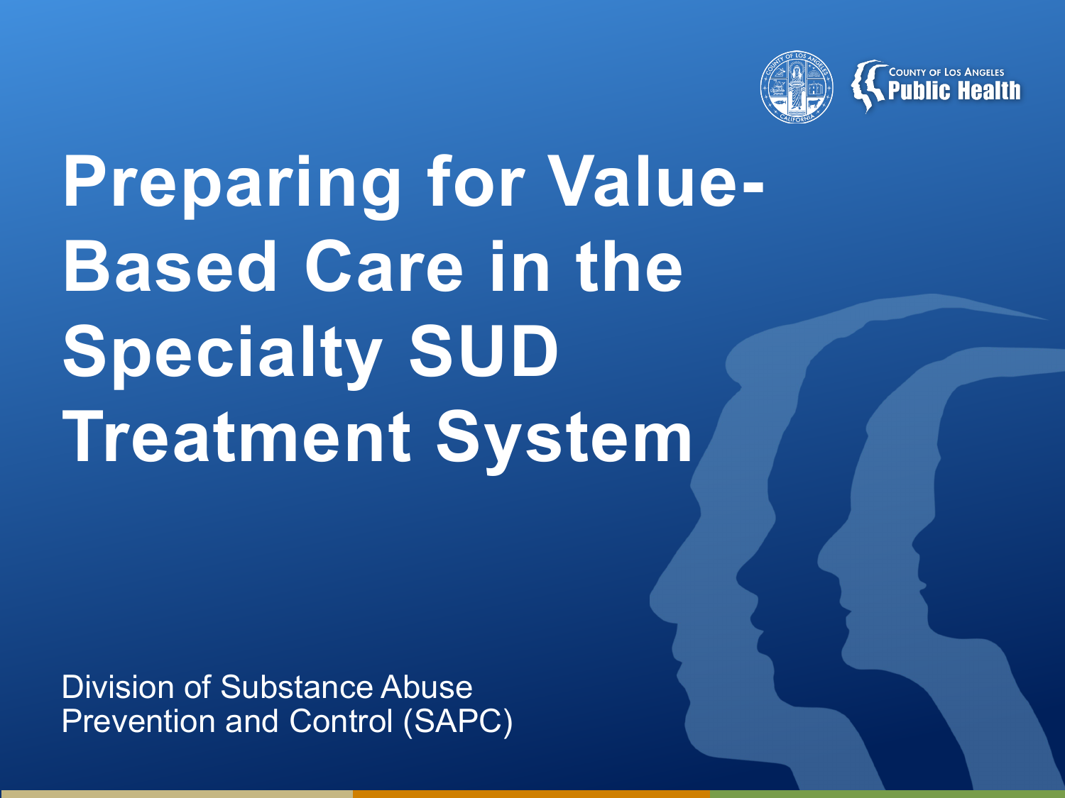# Preparing for Value-Based Care in the Specialty SUD Treatment System

Division of Substance Abuse Prevention and Control (SAPC)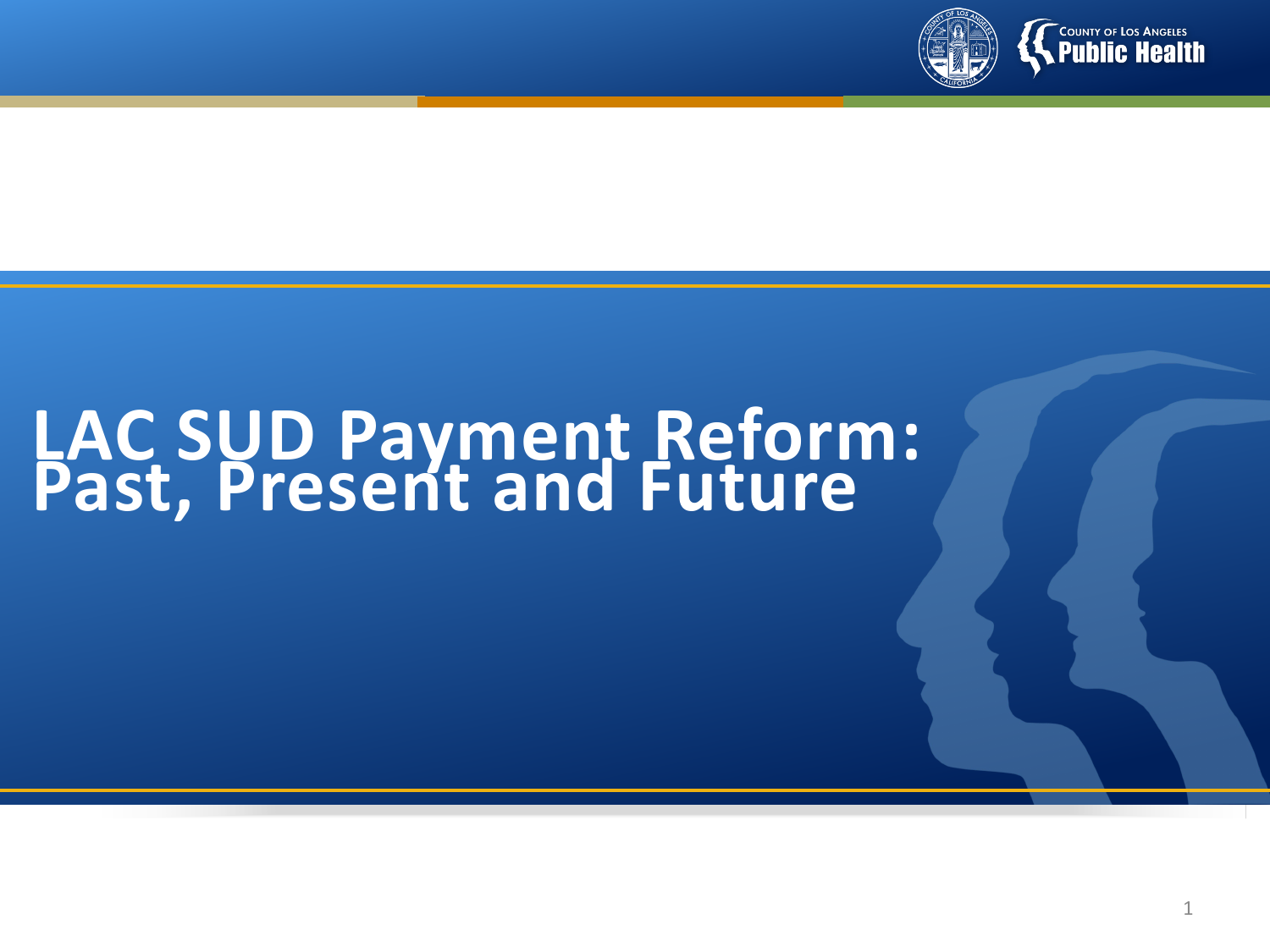# LAC SUD Payment Reform: Past, Present and Future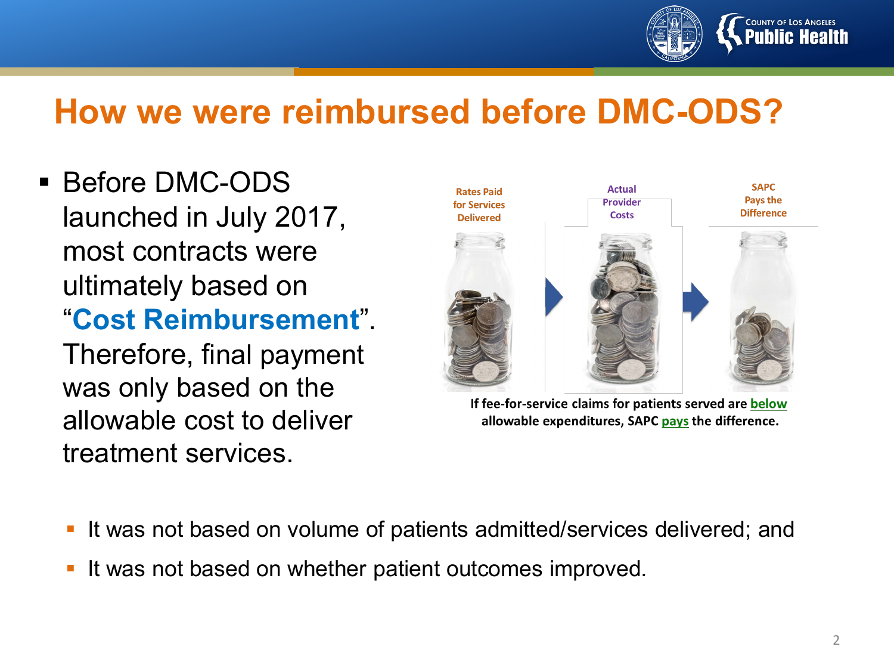# How we were reimbursed before DMC-ODS?

- Before DMC-ODS launched in July 2017, most contracts were ultimately based on "**Cost Reimbursement**". Therefore, final payment was only based on the allowable cost to deliver treatment services.

**Rates Paid for Services Delivered** → **Actual Provider Costs** → **SAPC Pays the Difference**

**If fee-for-service claims for patients served are below allowable expenditures, SAPC pays the difference.**

- It was not based on volume of patients admitted/services delivered; and
- It was not based on whether patient outcomes improved.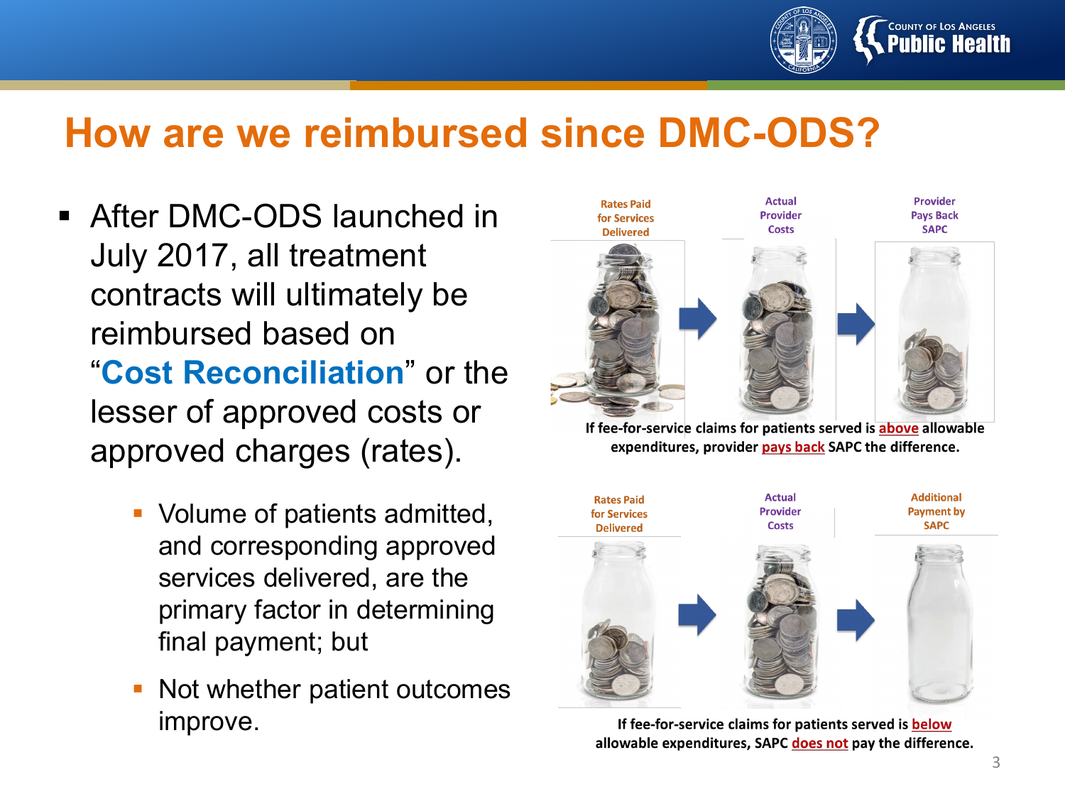# How are we reimbursed since DMC-ODS?

- After DMC-ODS launched in July 2017, all treatment contracts will ultimately be reimbursed based on "**Cost Reconciliation**" or the lesser of approved costs or approved charges (rates).
  - Volume of patients admitted, and corresponding approved services delivered, are the primary factor in determining final payment; but
  - Not whether patient outcomes improve.

Rates Paid for Services Delivered → Actual Provider Costs → Provider Pays Back SAPC

**If fee-for-service claims for patients served is above allowable expenditures, provider pays back SAPC the difference.**

Rates Paid for Services Delivered → Actual Provider Costs → Additional Payment by SAPC

**If fee-for-service claims for patients served is below allowable expenditures, SAPC does not pay the difference.**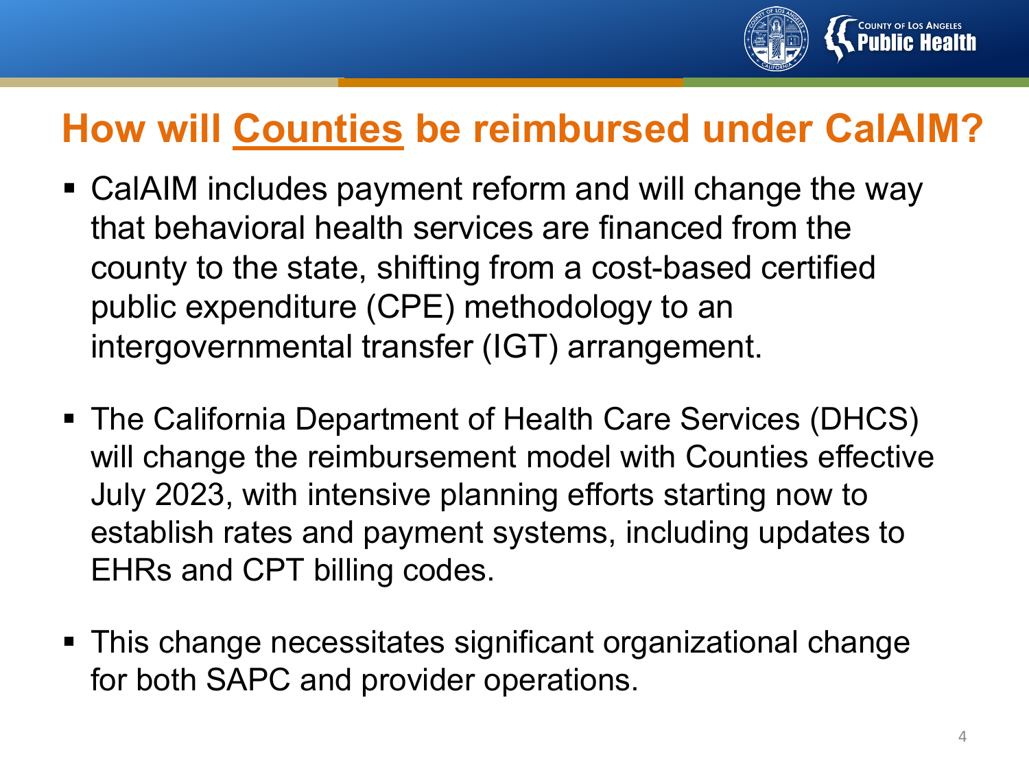# How will <u>Counties</u> be reimbursed under CalAIM?

- CalAIM includes payment reform and will change the way that behavioral health services are financed from the county to the state, shifting from a cost-based certified public expenditure (CPE) methodology to an intergovernmental transfer (IGT) arrangement.
- The California Department of Health Care Services (DHCS) will change the reimbursement model with Counties effective July 2023, with intensive planning efforts starting now to establish rates and payment systems, including updates to EHRs and CPT billing codes.
- This change necessitates significant organizational change for both SAPC and provider operations.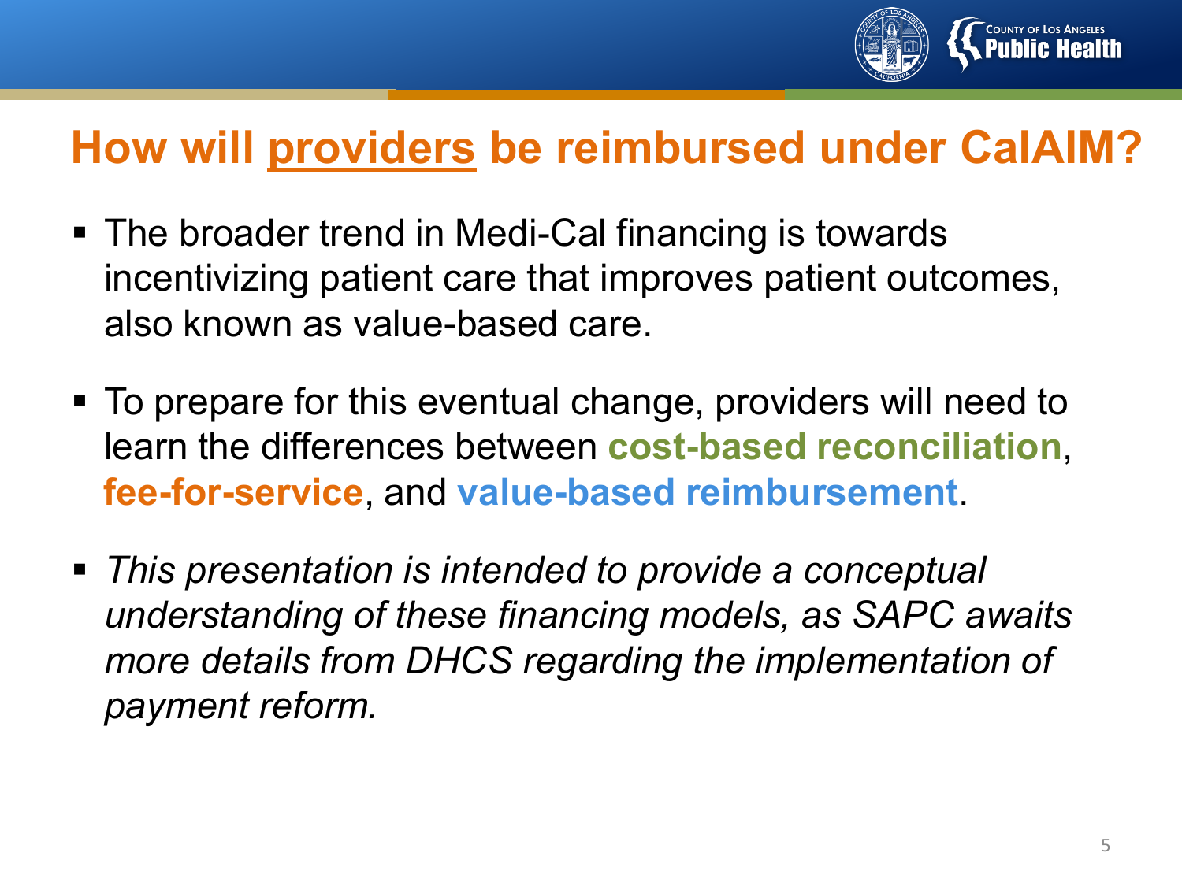# How will providers be reimbursed under CalAIM?

- The broader trend in Medi-Cal financing is towards incentivizing patient care that improves patient outcomes, also known as value-based care.
- To prepare for this eventual change, providers will need to learn the differences between **cost-based reconciliation**, **fee-for-service**, and **value-based reimbursement**.
- *This presentation is intended to provide a conceptual understanding of these financing models, as SAPC awaits more details from DHCS regarding the implementation of payment reform.*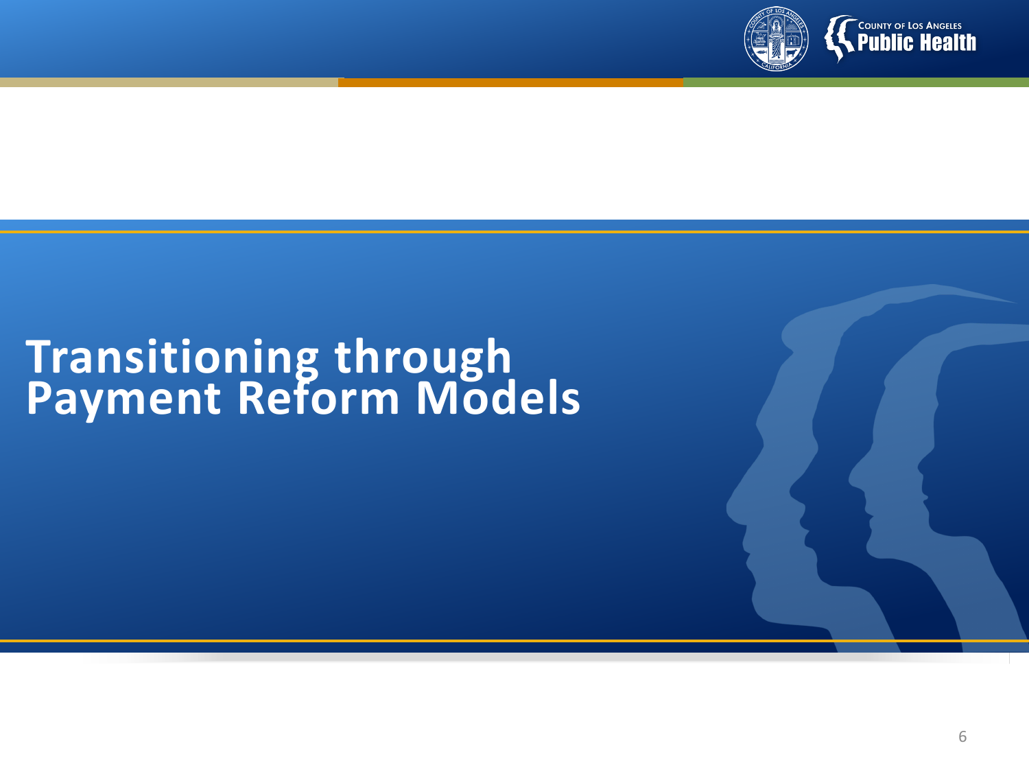# Transitioning through Payment Reform Models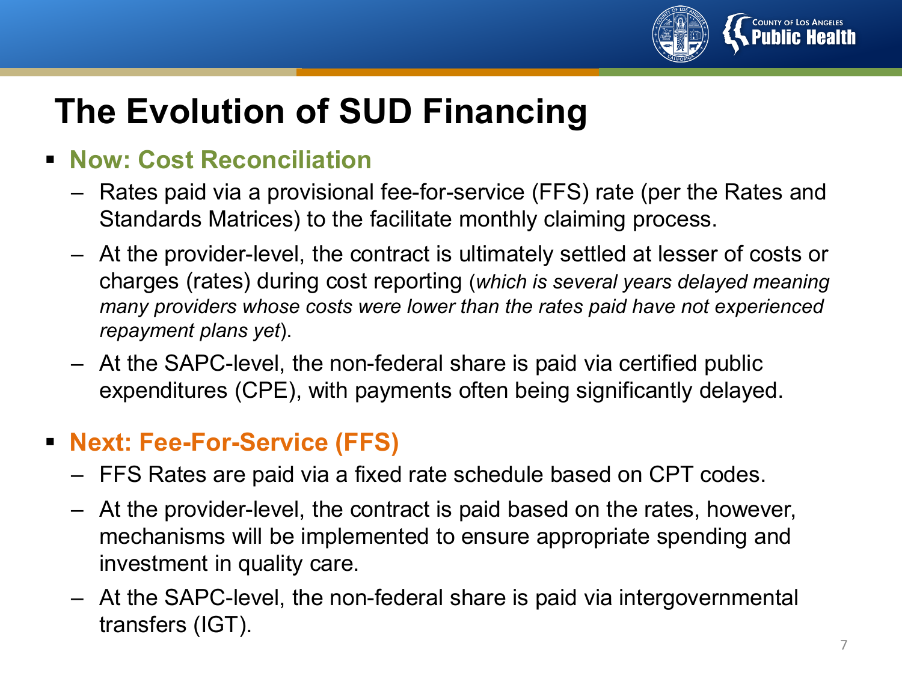# The Evolution of SUD Financing

- **Now: Cost Reconciliation**
  - Rates paid via a provisional fee-for-service (FFS) rate (per the Rates and Standards Matrices) to the facilitate monthly claiming process.
  - At the provider-level, the contract is ultimately settled at lesser of costs or charges (rates) during cost reporting (*which is several years delayed meaning many providers whose costs were lower than the rates paid have not experienced repayment plans yet*).
  - At the SAPC-level, the non-federal share is paid via certified public expenditures (CPE), with payments often being significantly delayed.

- **Next: Fee-For-Service (FFS)**
  - FFS Rates are paid via a fixed rate schedule based on CPT codes.
  - At the provider-level, the contract is paid based on the rates, however, mechanisms will be implemented to ensure appropriate spending and investment in quality care.
  - At the SAPC-level, the non-federal share is paid via intergovernmental transfers (IGT).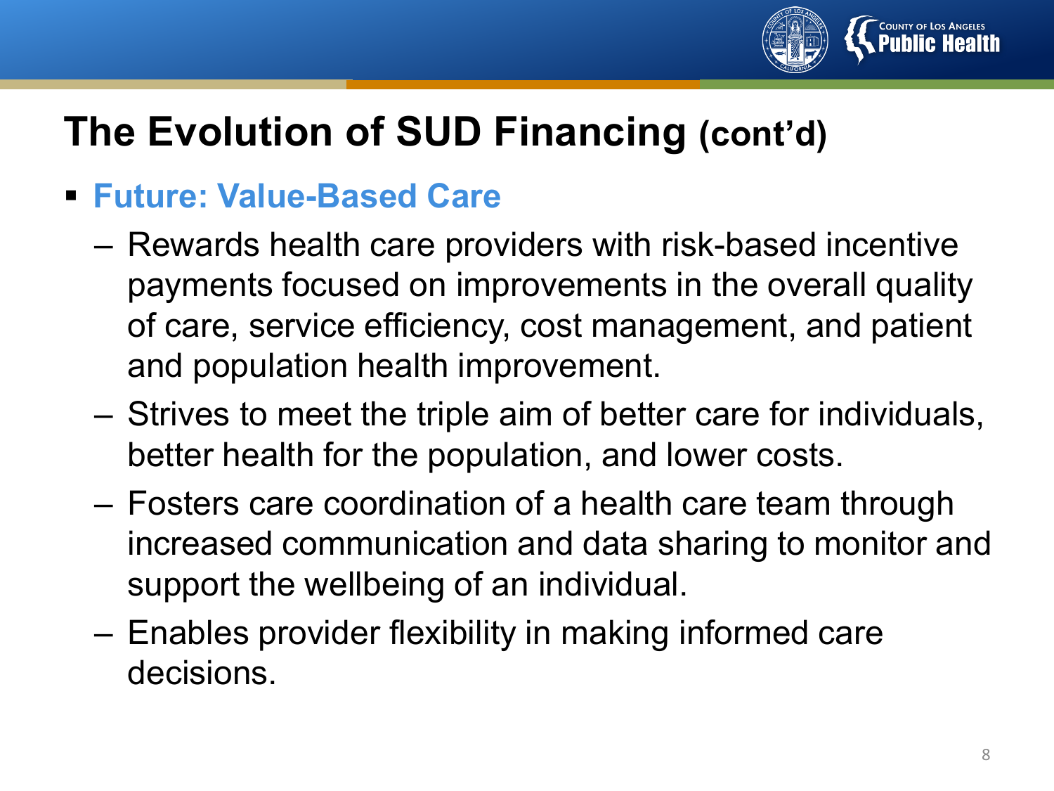# The Evolution of SUD Financing (cont'd)

- **Future: Value-Based Care**
  - Rewards health care providers with risk-based incentive payments focused on improvements in the overall quality of care, service efficiency, cost management, and patient and population health improvement.
  - Strives to meet the triple aim of better care for individuals, better health for the population, and lower costs.
  - Fosters care coordination of a health care team through increased communication and data sharing to monitor and support the wellbeing of an individual.
  - Enables provider flexibility in making informed care decisions.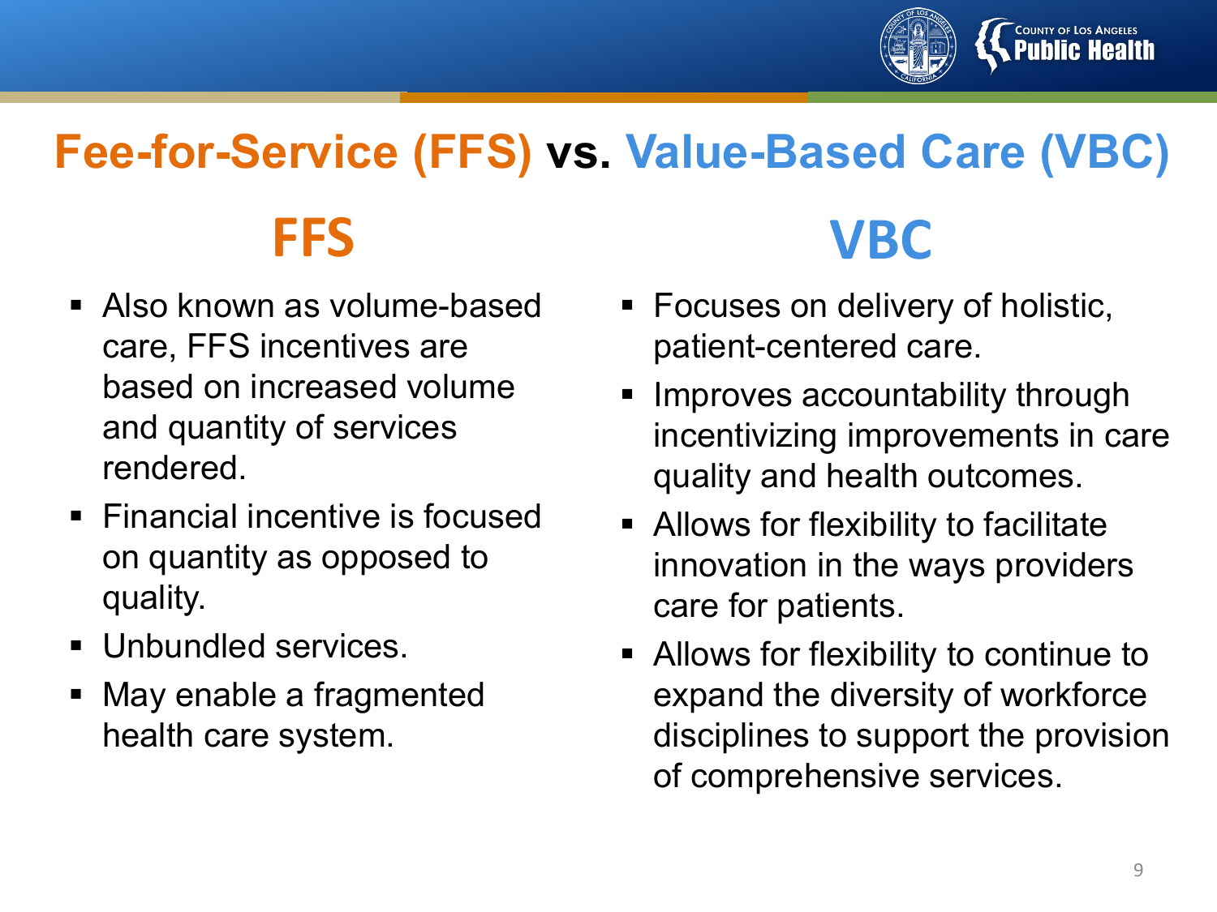# Fee-for-Service (FFS) vs. Value-Based Care (VBC)

## FFS

- Also known as volume-based care, FFS incentives are based on increased volume and quantity of services rendered.
- Financial incentive is focused on quantity as opposed to quality.
- Unbundled services.
- May enable a fragmented health care system.

## VBC

- Focuses on delivery of holistic, patient-centered care.
- Improves accountability through incentivizing improvements in care quality and health outcomes.
- Allows for flexibility to facilitate innovation in the ways providers care for patients.
- Allows for flexibility to continue to expand the diversity of workforce disciplines to support the provision of comprehensive services.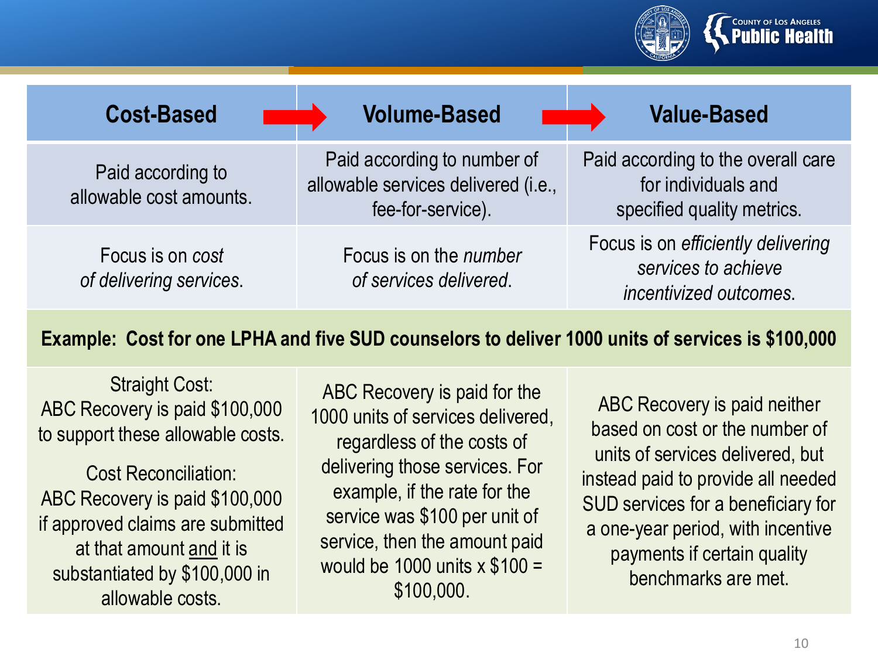| **Cost-Based** → | **Volume-Based** → | **Value-Based** |
| --- | --- | --- |
| Paid according to allowable cost amounts. | Paid according to number of allowable services delivered (i.e., fee-for-service). | Paid according to the overall care for individuals and specified quality metrics. |
| Focus is on *cost of delivering services*. | Focus is on the *number of services delivered*. | Focus is on *efficiently delivering services to achieve incentivized outcomes*. |
| **Example: Cost for one LPHA and five SUD counselors to deliver 1000 units of services is $100,000** | | |
| Straight Cost: ABC Recovery is paid $100,000 to support these allowable costs. <br><br> Cost Reconciliation: ABC Recovery is paid $100,000 if approved claims are submitted at that amount <u>and</u> it is substantiated by $100,000 in allowable costs. | ABC Recovery is paid for the 1000 units of services delivered, regardless of the costs of delivering those services. For example, if the rate for the service was $100 per unit of service, then the amount paid would be 1000 units x $100 = $100,000. | ABC Recovery is paid neither based on cost or the number of units of services delivered, but instead paid to provide all needed SUD services for a beneficiary for a one-year period, with incentive payments if certain quality benchmarks are met. |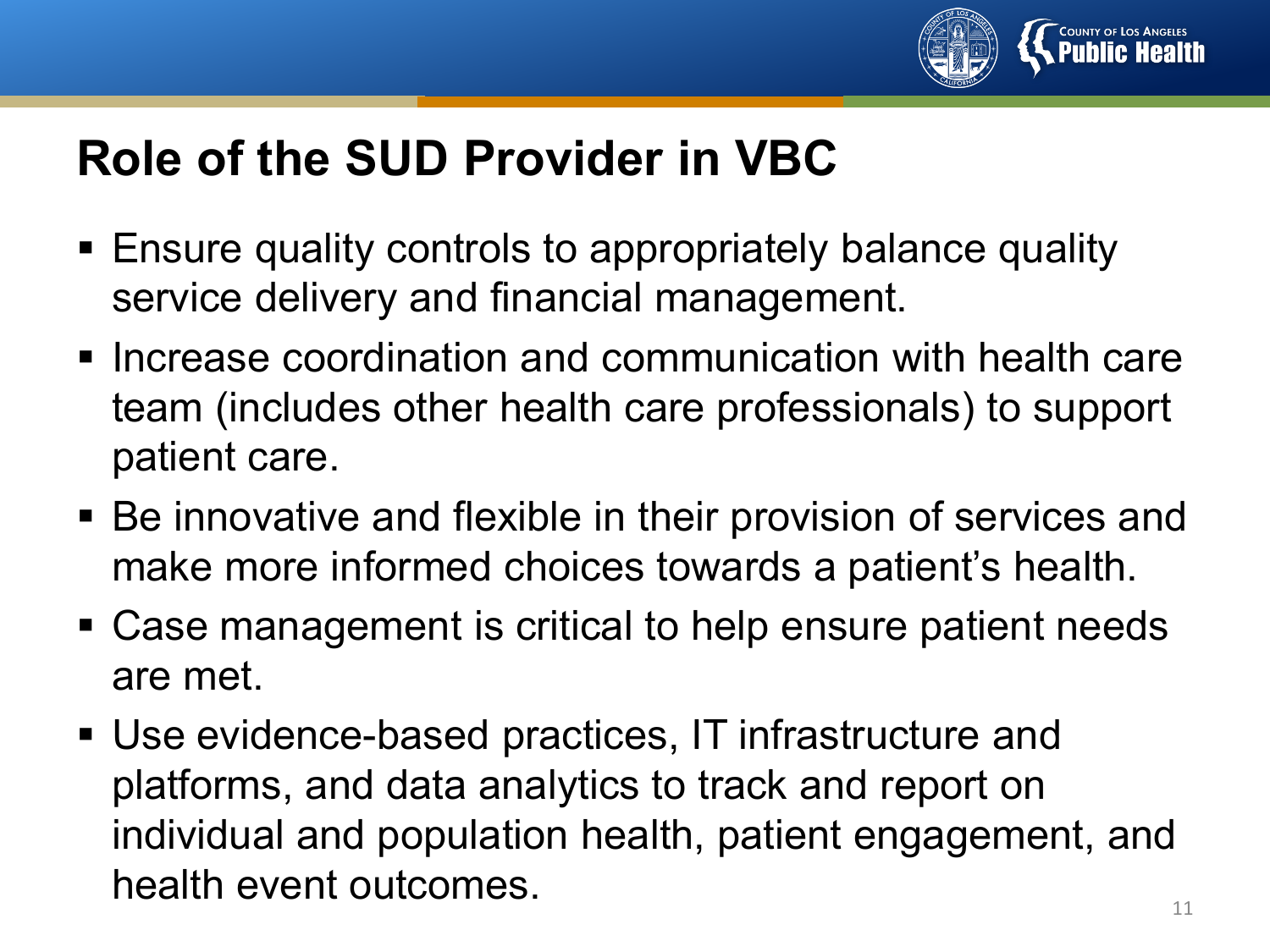# Role of the SUD Provider in VBC

- Ensure quality controls to appropriately balance quality service delivery and financial management.
- Increase coordination and communication with health care team (includes other health care professionals) to support patient care.
- Be innovative and flexible in their provision of services and make more informed choices towards a patient's health.
- Case management is critical to help ensure patient needs are met.
- Use evidence-based practices, IT infrastructure and platforms, and data analytics to track and report on individual and population health, patient engagement, and health event outcomes.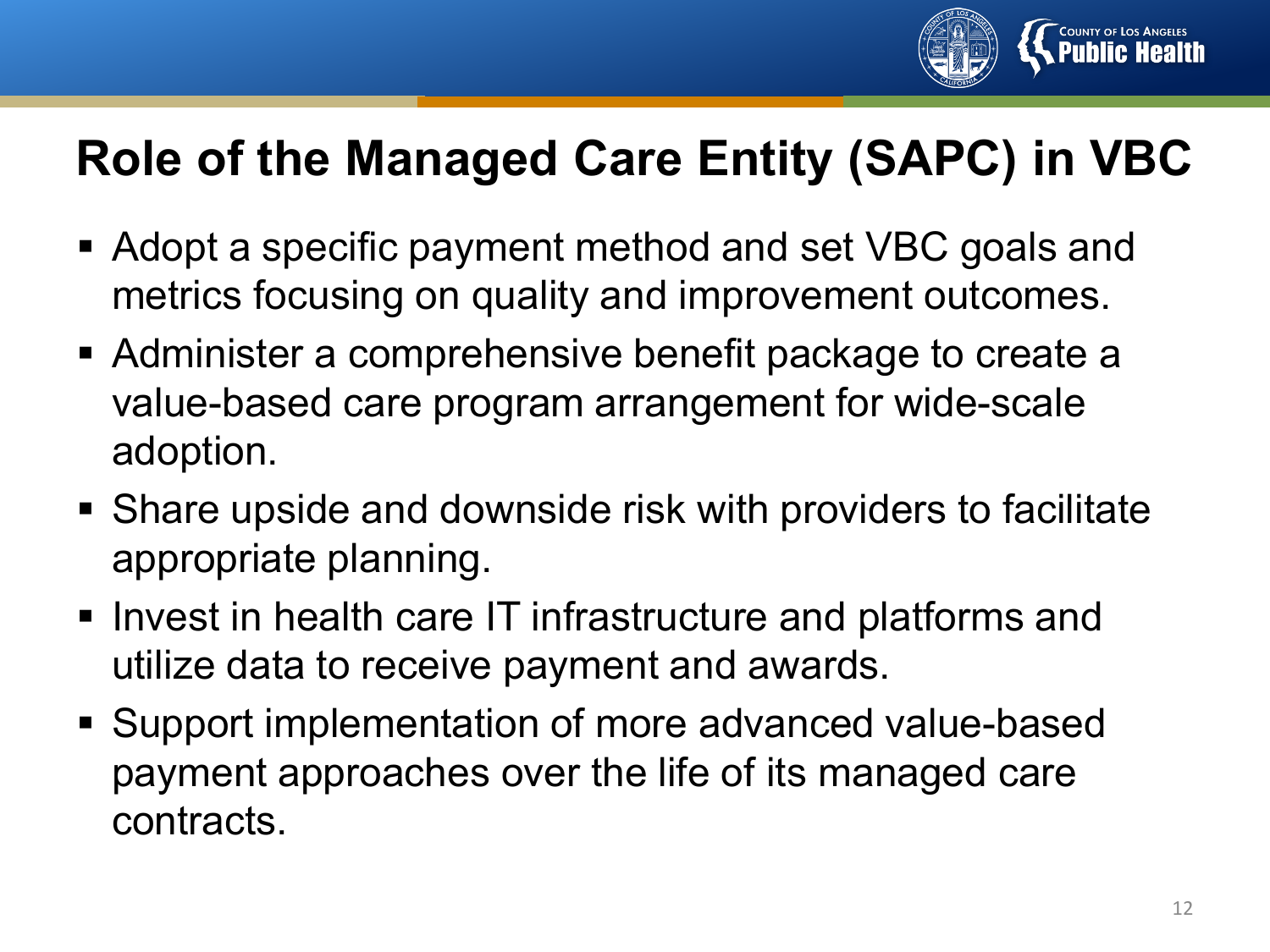# Role of the Managed Care Entity (SAPC) in VBC

- Adopt a specific payment method and set VBC goals and metrics focusing on quality and improvement outcomes.
- Administer a comprehensive benefit package to create a value-based care program arrangement for wide-scale adoption.
- Share upside and downside risk with providers to facilitate appropriate planning.
- Invest in health care IT infrastructure and platforms and utilize data to receive payment and awards.
- Support implementation of more advanced value-based payment approaches over the life of its managed care contracts.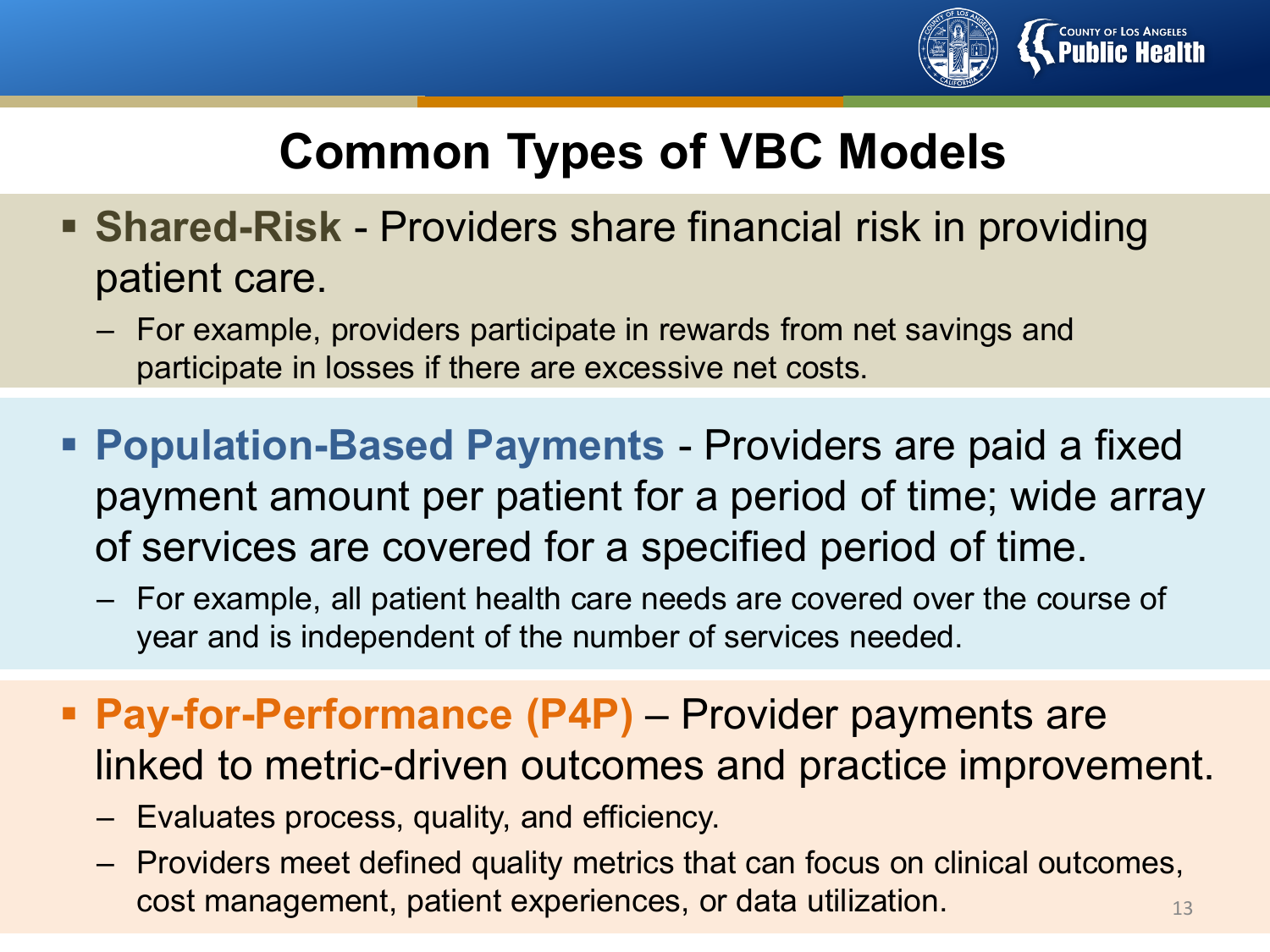# Common Types of VBC Models

- **Shared-Risk** - Providers share financial risk in providing patient care.
  - For example, providers participate in rewards from net savings and participate in losses if there are excessive net costs.

- **Population-Based Payments** - Providers are paid a fixed payment amount per patient for a period of time; wide array of services are covered for a specified period of time.
  - For example, all patient health care needs are covered over the course of year and is independent of the number of services needed.

- **Pay-for-Performance (P4P)** – Provider payments are linked to metric-driven outcomes and practice improvement.
  - Evaluates process, quality, and efficiency.
  - Providers meet defined quality metrics that can focus on clinical outcomes, cost management, patient experiences, or data utilization.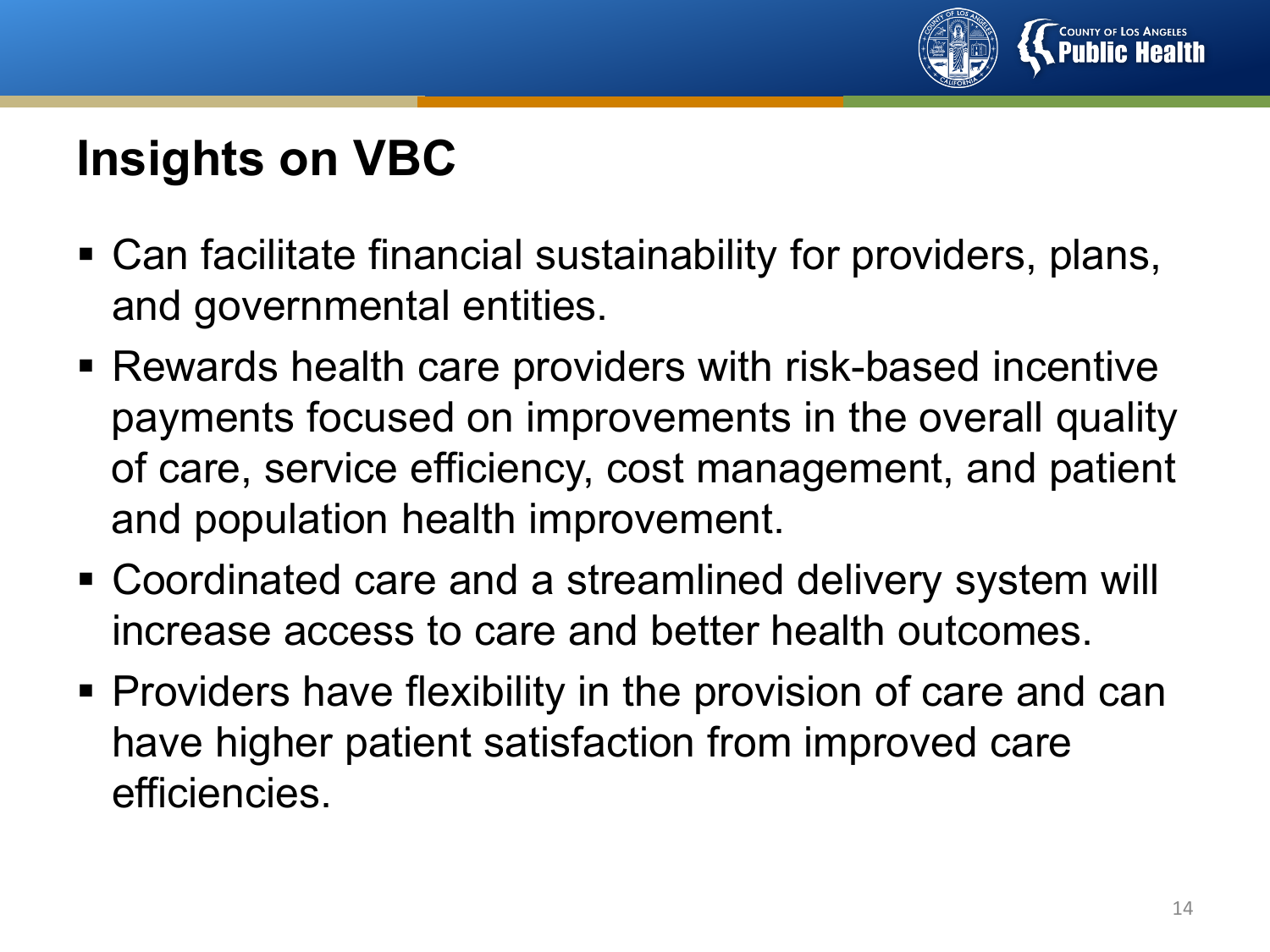# Insights on VBC

- Can facilitate financial sustainability for providers, plans, and governmental entities.
- Rewards health care providers with risk-based incentive payments focused on improvements in the overall quality of care, service efficiency, cost management, and patient and population health improvement.
- Coordinated care and a streamlined delivery system will increase access to care and better health outcomes.
- Providers have flexibility in the provision of care and can have higher patient satisfaction from improved care efficiencies.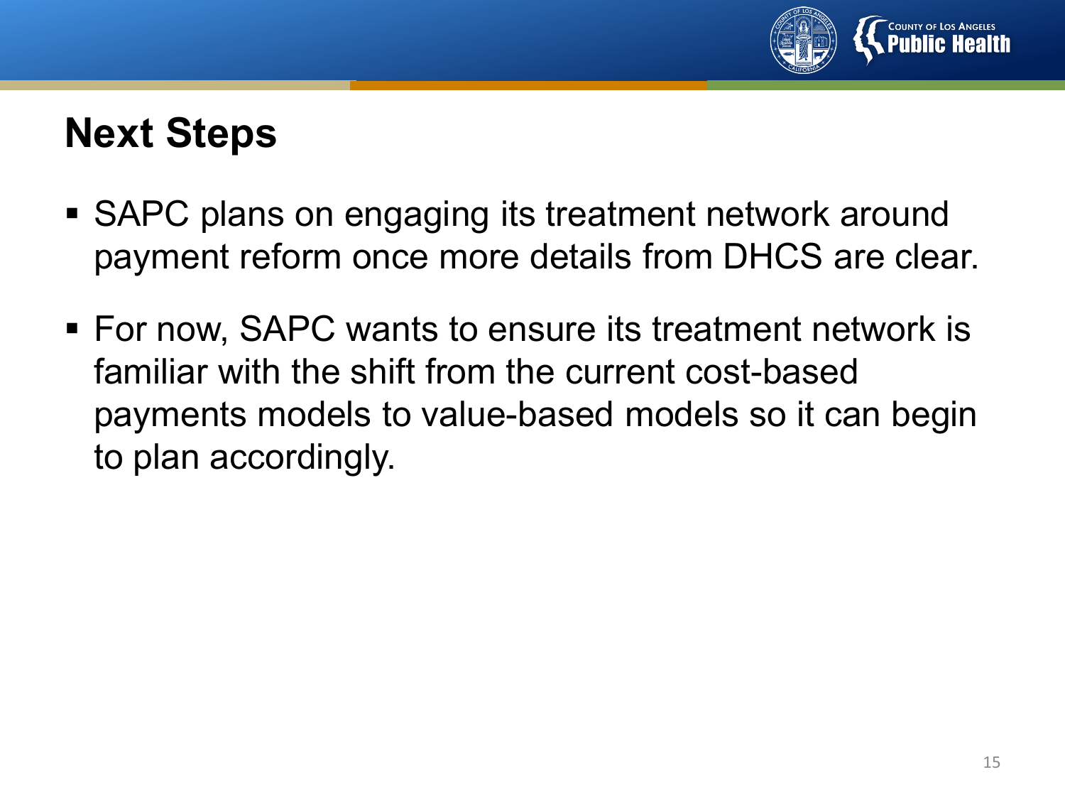## Next Steps

- SAPC plans on engaging its treatment network around payment reform once more details from DHCS are clear.
- For now, SAPC wants to ensure its treatment network is familiar with the shift from the current cost-based payments models to value-based models so it can begin to plan accordingly.